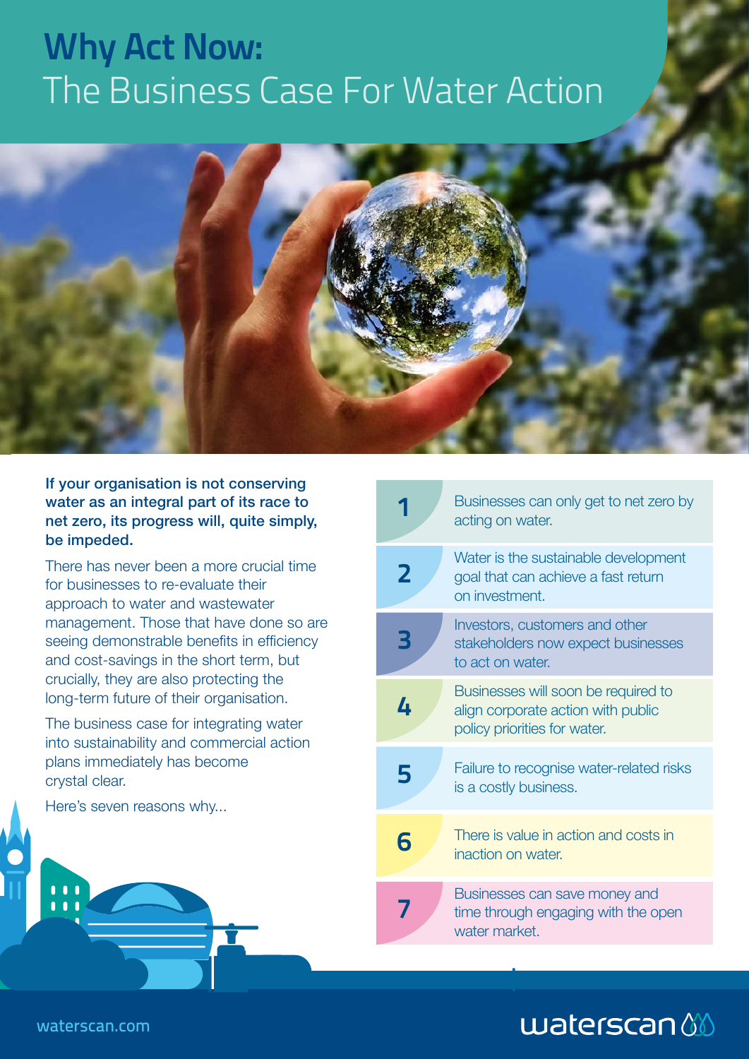# Why Act Now:
## The Business Case For Water Action

**If your organisation is not conserving water as an integral part of its race to net zero, its progress will, quite simply, be impeded.**

There has never been a more crucial time for businesses to re-evaluate their approach to water and wastewater management. Those that have done so are seeing demonstrable benefits in efficiency and cost-savings in the short term, but crucially, they are also protecting the long-term future of their organisation.

The business case for integrating water into sustainability and commercial action plans immediately has become crystal clear.

Here's seven reasons why...

1. Businesses can only get to net zero by acting on water.
2. Water is the sustainable development goal that can achieve a fast return on investment.
3. Investors, customers and other stakeholders now expect businesses to act on water.
4. Businesses will soon be required to align corporate action with public policy priorities for water.
5. Failure to recognise water-related risks is a costly business.
6. There is value in action and costs in inaction on water.
7. Businesses can save money and time through engaging with the open water market.

waterscan.com

waterscan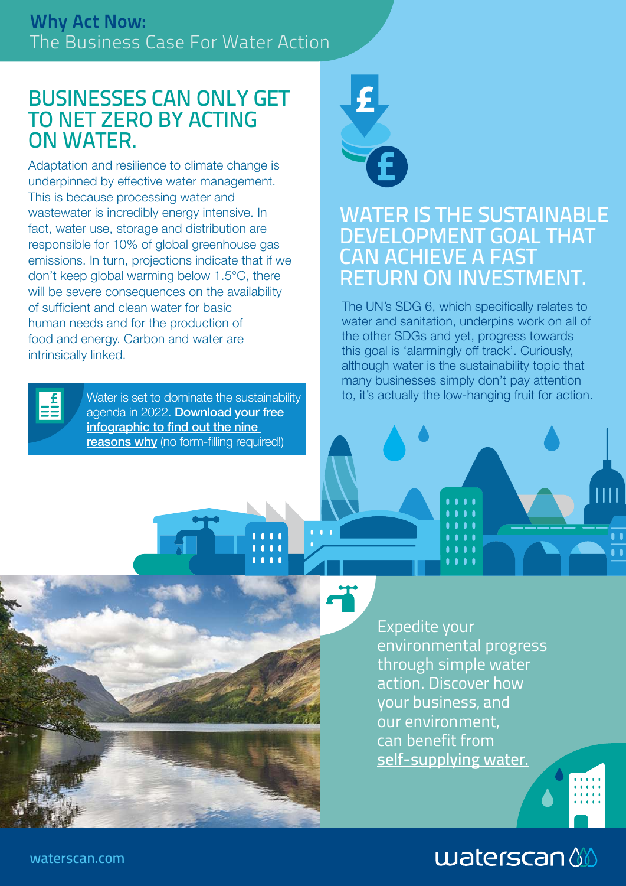**Why Act Now:**
The Business Case For Water Action

## BUSINESSES CAN ONLY GET TO NET ZERO BY ACTING ON WATER.

Adaptation and resilience to climate change is underpinned by effective water management. This is because processing water and wastewater is incredibly energy intensive. In fact, water use, storage and distribution are responsible for 10% of global greenhouse gas emissions. In turn, projections indicate that if we don't keep global warming below 1.5°C, there will be severe consequences on the availability of sufficient and clean water for basic human needs and for the production of food and energy. Carbon and water are intrinsically linked.

Water is set to dominate the sustainability agenda in 2022. **Download your free infographic to find out the nine reasons why** (no form-filling required!)

## WATER IS THE SUSTAINABLE DEVELOPMENT GOAL THAT CAN ACHIEVE A FAST RETURN ON INVESTMENT.

The UN's SDG 6, which specifically relates to water and sanitation, underpins work on all of the other SDGs and yet, progress towards this goal is 'alarmingly off track'. Curiously, although water is the sustainability topic that many businesses simply don't pay attention to, it's actually the low-hanging fruit for action.

Expedite your environmental progress through simple water action. Discover how your business, and our environment, can benefit from self-supplying water.

waterscan.com

waterscan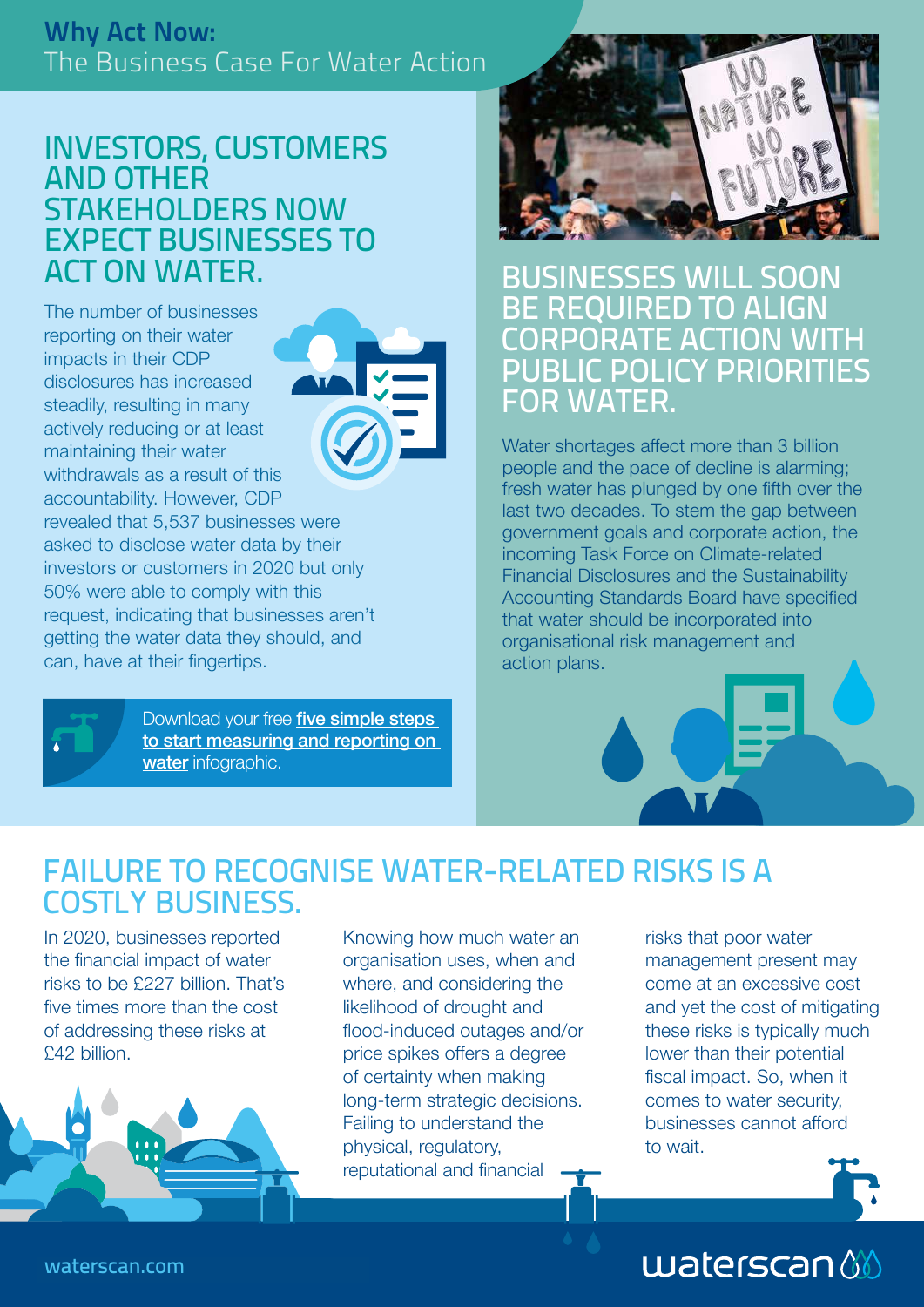# Why Act Now: The Business Case For Water Action

## INVESTORS, CUSTOMERS AND OTHER STAKEHOLDERS NOW EXPECT BUSINESSES TO ACT ON WATER.

The number of businesses reporting on their water impacts in their CDP disclosures has increased steadily, resulting in many actively reducing or at least maintaining their water withdrawals as a result of this accountability. However, CDP revealed that 5,537 businesses were asked to disclose water data by their investors or customers in 2020 but only 50% were able to comply with this request, indicating that businesses aren't getting the water data they should, and can, have at their fingertips.

Download your free **five simple steps to start measuring and reporting on water** infographic.

## BUSINESSES WILL SOON BE REQUIRED TO ALIGN CORPORATE ACTION WITH PUBLIC POLICY PRIORITIES FOR WATER.

Water shortages affect more than 3 billion people and the pace of decline is alarming; fresh water has plunged by one fifth over the last two decades. To stem the gap between government goals and corporate action, the incoming Task Force on Climate-related Financial Disclosures and the Sustainability Accounting Standards Board have specified that water should be incorporated into organisational risk management and action plans.

## FAILURE TO RECOGNISE WATER-RELATED RISKS IS A COSTLY BUSINESS.

In 2020, businesses reported the financial impact of water risks to be £227 billion. That's five times more than the cost of addressing these risks at £42 billion.

Knowing how much water an organisation uses, when and where, and considering the likelihood of drought and flood-induced outages and/or price spikes offers a degree of certainty when making long-term strategic decisions. Failing to understand the physical, regulatory, reputational and financial risks that poor water management present may come at an excessive cost and yet the cost of mitigating these risks is typically much lower than their potential fiscal impact. So, when it comes to water security, businesses cannot afford to wait.

waterscan.com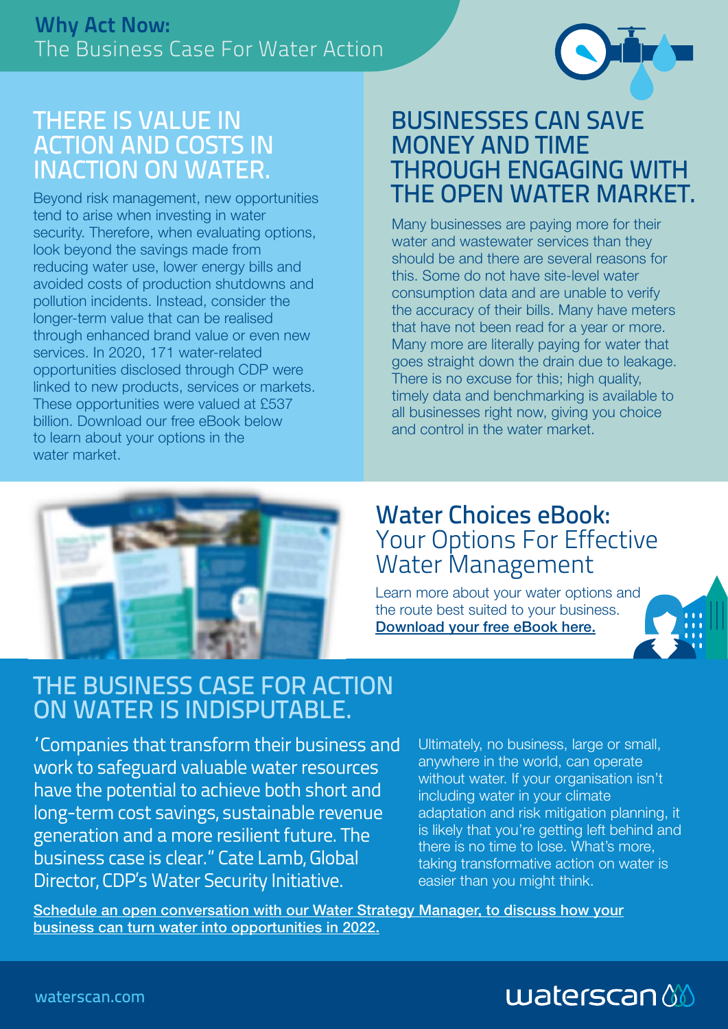**Why Act Now:**
The Business Case For Water Action

## THERE IS VALUE IN ACTION AND COSTS IN INACTION ON WATER.

Beyond risk management, new opportunities tend to arise when investing in water security. Therefore, when evaluating options, look beyond the savings made from reducing water use, lower energy bills and avoided costs of production shutdowns and pollution incidents. Instead, consider the longer-term value that can be realised through enhanced brand value or even new services. In 2020, 171 water-related opportunities disclosed through CDP were linked to new products, services or markets. These opportunities were valued at £537 billion. Download our free eBook below to learn about your options in the water market.

## BUSINESSES CAN SAVE MONEY AND TIME THROUGH ENGAGING WITH THE OPEN WATER MARKET.

Many businesses are paying more for their water and wastewater services than they should be and there are several reasons for this. Some do not have site-level water consumption data and are unable to verify the accuracy of their bills. Many have meters that have not been read for a year or more. Many more are literally paying for water that goes straight down the drain due to leakage. There is no excuse for this; high quality, timely data and benchmarking is available to all businesses right now, giving you choice and control in the water market.

## Water Choices eBook: Your Options For Effective Water Management

Learn more about your water options and the route best suited to your business. **Download your free eBook here.**

## THE BUSINESS CASE FOR ACTION ON WATER IS INDISPUTABLE.

'Companies that transform their business and work to safeguard valuable water resources have the potential to achieve both short and long-term cost savings, sustainable revenue generation and a more resilient future. The business case is clear." Cate Lamb, Global Director, CDP's Water Security Initiative.

Ultimately, no business, large or small, anywhere in the world, can operate without water. If your organisation isn't including water in your climate adaptation and risk mitigation planning, it is likely that you're getting left behind and there is no time to lose. What's more, taking transformative action on water is easier than you think.

Schedule an open conversation with our Water Strategy Manager, to discuss how your business can turn water into opportunities in 2022.

waterscan.com

waterscan